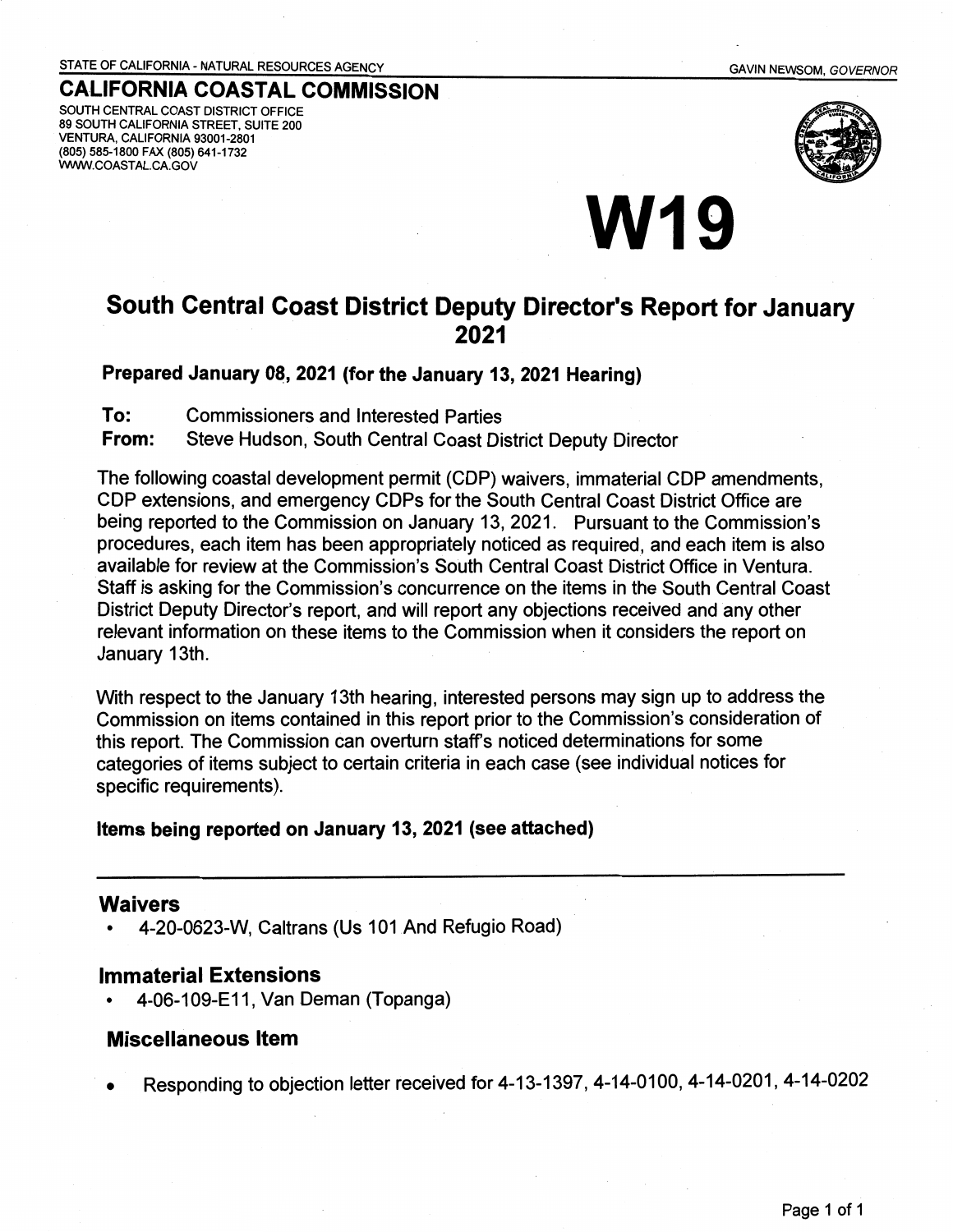STATE OF CALIFORNIA - NATURAL RESOURCES AGENCY

GAVIN NEWSOM, *GOVERNOR*

**CALIFORNIA COASTAL COMMISSION**

SOUTH CENTRAL COAST DISTRICT OFFICE
89 SOUTH CALIFORNIA STREET, SUITE 200
VENTURA, CALIFORNIA 93001-2801
(805) 585-1800 FAX (805) 641-1732
WWW.COASTAL.CA.GOV

# W19

## South Central Coast District Deputy Director's Report for January 2021

**Prepared January 08, 2021 (for the January 13, 2021 Hearing)**

**To:** Commissioners and Interested Parties
**From:** Steve Hudson, South Central Coast District Deputy Director

The following coastal development permit (CDP) waivers, immaterial CDP amendments, CDP extensions, and emergency CDPs for the South Central Coast District Office are being reported to the Commission on January 13, 2021. Pursuant to the Commission's procedures, each item has been appropriately noticed as required, and each item is also available for review at the Commission's South Central Coast District Office in Ventura. Staff is asking for the Commission's concurrence on the items in the South Central Coast District Deputy Director's report, and will report any objections received and any other relevant information on these items to the Commission when it considers the report on January 13th.

With respect to the January 13th hearing, interested persons may sign up to address the Commission on items contained in this report prior to the Commission's consideration of this report. The Commission can overturn staff's noticed determinations for some categories of items subject to certain criteria in each case (see individual notices for specific requirements).

**Items being reported on January 13, 2021 (see attached)**

---

### Waivers

- 4-20-0623-W, Caltrans (Us 101 And Refugio Road)

### Immaterial Extensions

- 4-06-109-E11, Van Deman (Topanga)

### Miscellaneous Item

- Responding to objection letter received for 4-13-1397, 4-14-0100, 4-14-0201, 4-14-0202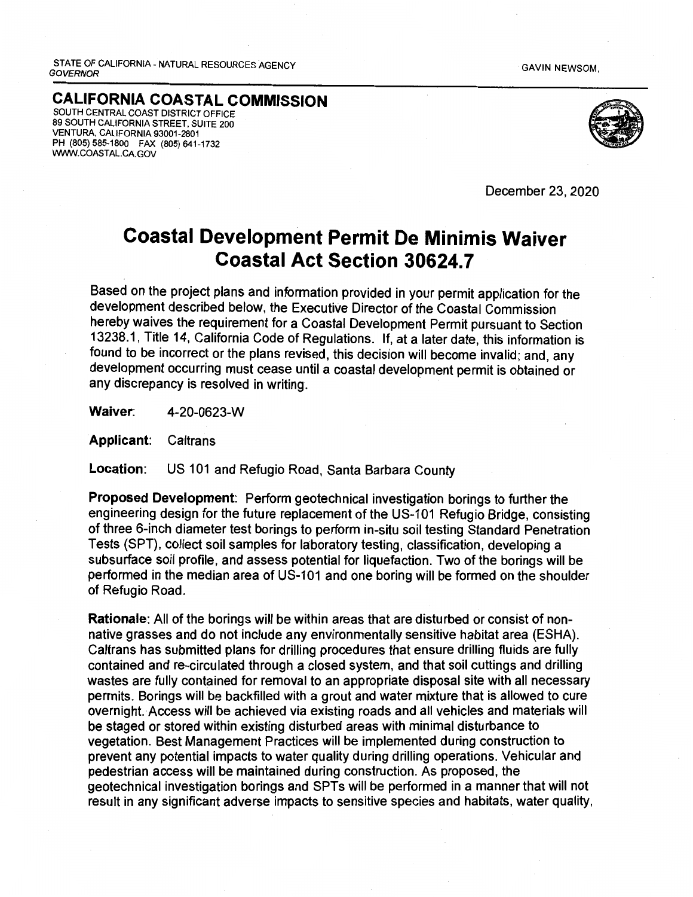STATE OF CALIFORNIA - NATURAL RESOURCES AGENCY
*GOVERNOR*

GAVIN NEWSOM,

**CALIFORNIA COASTAL COMMISSION**
SOUTH CENTRAL COAST DISTRICT OFFICE
89 SOUTH CALIFORNIA STREET, SUITE 200
VENTURA, CALIFORNIA 93001-2801
PH (805) 585-1800 FAX (805) 641-1732
WWW.COASTAL.CA.GOV

December 23, 2020

# Coastal Development Permit De Minimis Waiver
# Coastal Act Section 30624.7

Based on the project plans and information provided in your permit application for the development described below, the Executive Director of the Coastal Commission hereby waives the requirement for a Coastal Development Permit pursuant to Section 13238.1, Title 14, California Code of Regulations. If, at a later date, this information is found to be incorrect or the plans revised, this decision will become invalid; and, any development occurring must cease until a coastal development permit is obtained or any discrepancy is resolved in writing.

**Waiver**: 4-20-0623-W

**Applicant**: Caltrans

**Location**: US 101 and Refugio Road, Santa Barbara County

**Proposed Development**: Perform geotechnical investigation borings to further the engineering design for the future replacement of the US-101 Refugio Bridge, consisting of three 6-inch diameter test borings to perform in-situ soil testing Standard Penetration Tests (SPT), collect soil samples for laboratory testing, classification, developing a subsurface soil profile, and assess potential for liquefaction. Two of the borings will be performed in the median area of US-101 and one boring will be formed on the shoulder of Refugio Road.

**Rationale**: All of the borings will be within areas that are disturbed or consist of non-native grasses and do not include any environmentally sensitive habitat area (ESHA). Caltrans has submitted plans for drilling procedures that ensure drilling fluids are fully contained and re-circulated through a closed system, and that soil cuttings and drilling wastes are fully contained for removal to an appropriate disposal site with all necessary permits. Borings will be backfilled with a grout and water mixture that is allowed to cure overnight. Access will be achieved via existing roads and all vehicles and materials will be staged or stored within existing disturbed areas with minimal disturbance to vegetation. Best Management Practices will be implemented during construction to prevent any potential impacts to water quality during drilling operations. Vehicular and pedestrian access will be maintained during construction. As proposed, the geotechnical investigation borings and SPTs will be performed in a manner that will not result in any significant adverse impacts to sensitive species and habitats, water quality,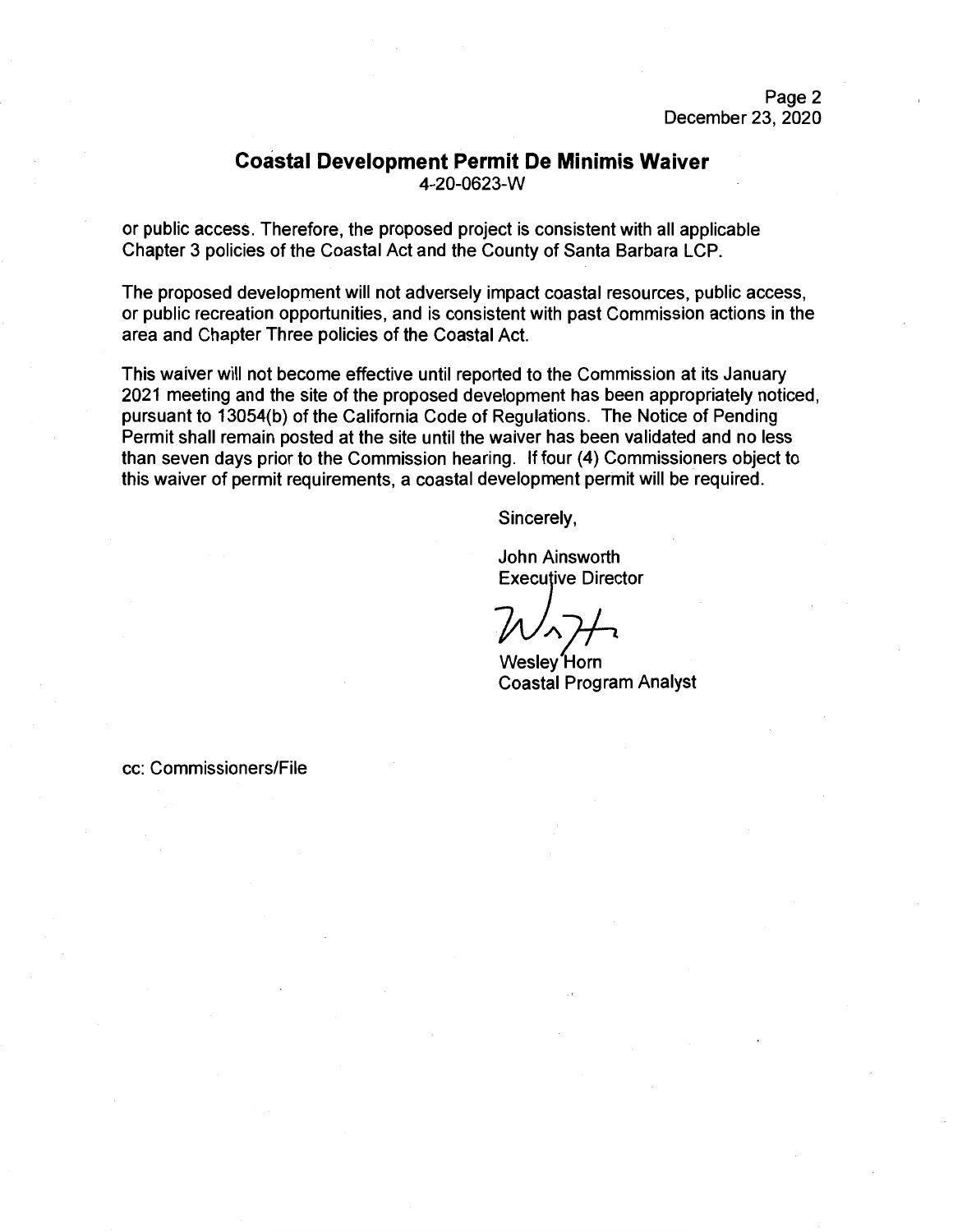## Coastal Development Permit De Minimis Waiver

4-20-0623-W

or public access. Therefore, the proposed project is consistent with all applicable Chapter 3 policies of the Coastal Act and the County of Santa Barbara LCP.

The proposed development will not adversely impact coastal resources, public access, or public recreation opportunities, and is consistent with past Commission actions in the area and Chapter Three policies of the Coastal Act.

This waiver will not become effective until reported to the Commission at its January 2021 meeting and the site of the proposed development has been appropriately noticed, pursuant to 13054(b) of the California Code of Regulations. The Notice of Pending Permit shall remain posted at the site until the waiver has been validated and no less than seven days prior to the Commission hearing. If four (4) Commissioners object to this waiver of permit requirements, a coastal development permit will be required.

Sincerely,

John Ainsworth
Executive Director

Wesley Horn
Coastal Program Analyst

cc: Commissioners/File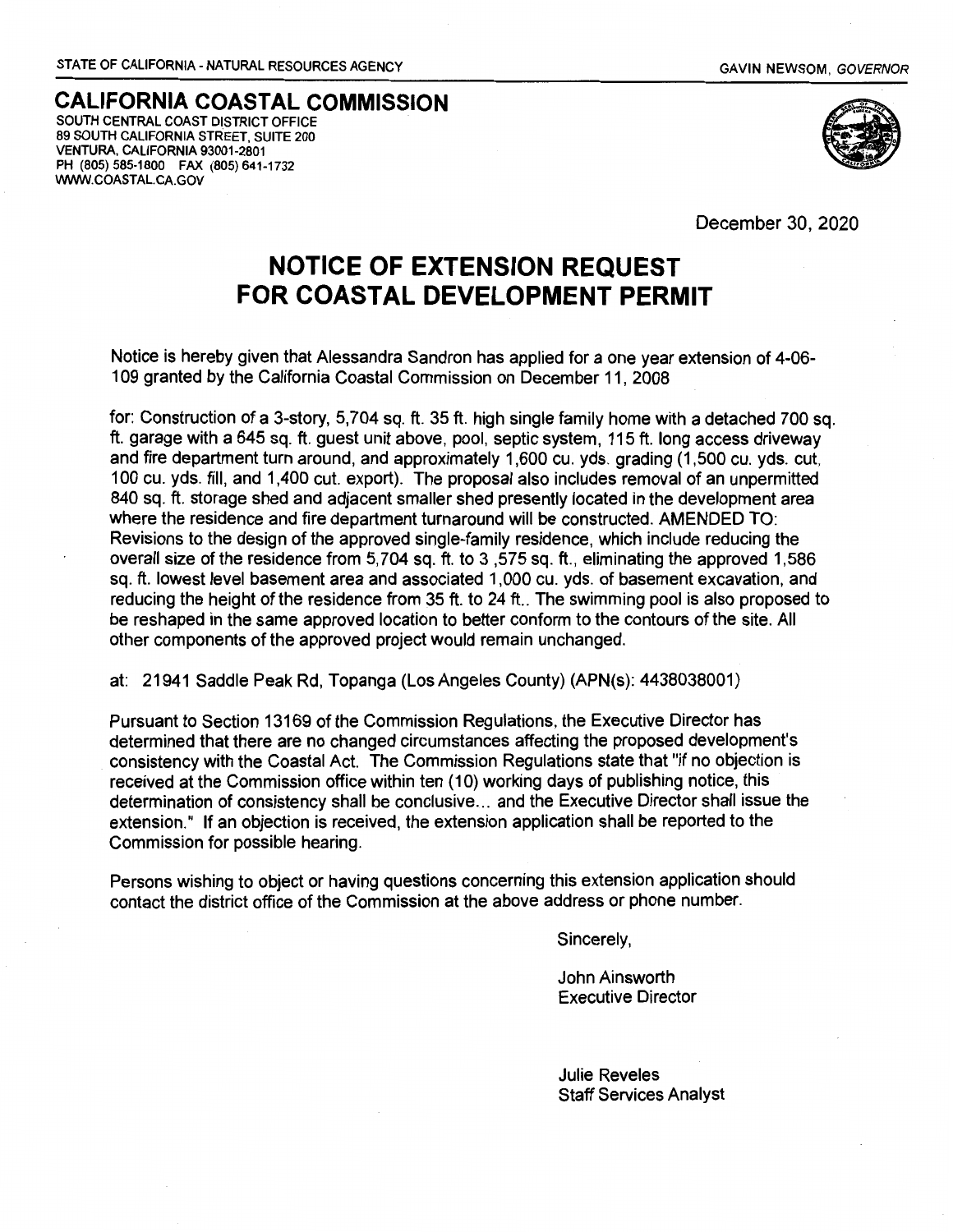STATE OF CALIFORNIA - NATURAL RESOURCES AGENCY

GAVIN NEWSOM, *GOVERNOR*

**CALIFORNIA COASTAL COMMISSION**
SOUTH CENTRAL COAST DISTRICT OFFICE
89 SOUTH CALIFORNIA STREET, SUITE 200
VENTURA, CALIFORNIA 93001-2801
PH (805) 585-1800 FAX (805) 641-1732
WWW.COASTAL.CA.GOV

December 30, 2020

# NOTICE OF EXTENSION REQUEST FOR COASTAL DEVELOPMENT PERMIT

Notice is hereby given that Alessandra Sandron has applied for a one year extension of 4-06-109 granted by the California Coastal Commission on December 11, 2008

for: Construction of a 3-story, 5,704 sq. ft. 35 ft. high single family home with a detached 700 sq. ft. garage with a 645 sq. ft. guest unit above, pool, septic system, 115 ft. long access driveway and fire department turn around, and approximately 1,600 cu. yds. grading (1,500 cu. yds. cut, 100 cu. yds. fill, and 1,400 cut. export). The proposal also includes removal of an unpermitted 840 sq. ft. storage shed and adjacent smaller shed presently located in the development area where the residence and fire department turnaround will be constructed. AMENDED TO: Revisions to the design of the approved single-family residence, which include reducing the overall size of the residence from 5,704 sq. ft. to 3 ,575 sq. ft., eliminating the approved 1,586 sq. ft. lowest level basement area and associated 1,000 cu. yds. of basement excavation, and reducing the height of the residence from 35 ft. to 24 ft.. The swimming pool is also proposed to be reshaped in the same approved location to better conform to the contours of the site. All other components of the approved project would remain unchanged.

at: 21941 Saddle Peak Rd, Topanga (Los Angeles County) (APN(s): 4438038001)

Pursuant to Section 13169 of the Commission Regulations, the Executive Director has determined that there are no changed circumstances affecting the proposed development's consistency with the Coastal Act. The Commission Regulations state that "if no objection is received at the Commission office within ten (10) working days of publishing notice, this determination of consistency shall be conclusive... and the Executive Director shall issue the extension." If an objection is received, the extension application shall be reported to the Commission for possible hearing.

Persons wishing to object or having questions concerning this extension application should contact the district office of the Commission at the above address or phone number.

Sincerely,

John Ainsworth
Executive Director

Julie Reveles
Staff Services Analyst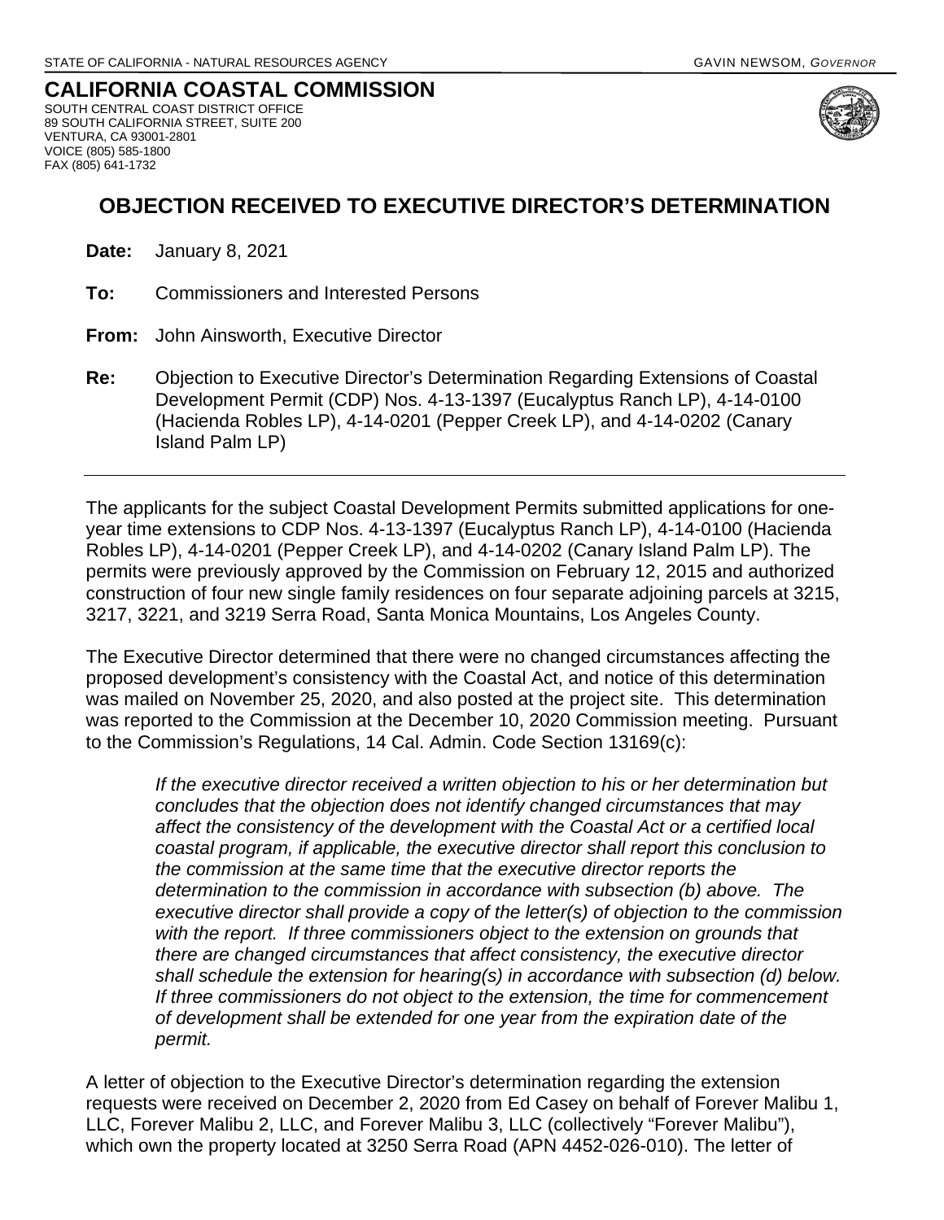STATE OF CALIFORNIA - NATURAL RESOURCES AGENCY GAVIN NEWSOM, *GOVERNOR*

**CALIFORNIA COASTAL COMMISSION**
SOUTH CENTRAL COAST DISTRICT OFFICE
89 SOUTH CALIFORNIA STREET, SUITE 200
VENTURA, CA 93001-2801
VOICE (805) 585-1800
FAX (805) 641-1732

# OBJECTION RECEIVED TO EXECUTIVE DIRECTOR'S DETERMINATION

**Date:** January 8, 2021

**To:** Commissioners and Interested Persons

**From:** John Ainsworth, Executive Director

**Re:** Objection to Executive Director's Determination Regarding Extensions of Coastal Development Permit (CDP) Nos. 4-13-1397 (Eucalyptus Ranch LP), 4-14-0100 (Hacienda Robles LP), 4-14-0201 (Pepper Creek LP), and 4-14-0202 (Canary Island Palm LP)

---

The applicants for the subject Coastal Development Permits submitted applications for one-year time extensions to CDP Nos. 4-13-1397 (Eucalyptus Ranch LP), 4-14-0100 (Hacienda Robles LP), 4-14-0201 (Pepper Creek LP), and 4-14-0202 (Canary Island Palm LP). The permits were previously approved by the Commission on February 12, 2015 and authorized construction of four new single family residences on four separate adjoining parcels at 3215, 3217, 3221, and 3219 Serra Road, Santa Monica Mountains, Los Angeles County.

The Executive Director determined that there were no changed circumstances affecting the proposed development's consistency with the Coastal Act, and notice of this determination was mailed on November 25, 2020, and also posted at the project site. This determination was reported to the Commission at the December 10, 2020 Commission meeting. Pursuant to the Commission's Regulations, 14 Cal. Admin. Code Section 13169(c):

> *If the executive director received a written objection to his or her determination but concludes that the objection does not identify changed circumstances that may affect the consistency of the development with the Coastal Act or a certified local coastal program, if applicable, the executive director shall report this conclusion to the commission at the same time that the executive director reports the determination to the commission in accordance with subsection (b) above. The executive director shall provide a copy of the letter(s) of objection to the commission with the report. If three commissioners object to the extension on grounds that there are changed circumstances that affect consistency, the executive director shall schedule the extension for hearing(s) in accordance with subsection (d) below. If three commissioners do not object to the extension, the time for commencement of development shall be extended for one year from the expiration date of the permit.*

A letter of objection to the Executive Director's determination regarding the extension requests were received on December 2, 2020 from Ed Casey on behalf of Forever Malibu 1, LLC, Forever Malibu 2, LLC, and Forever Malibu 3, LLC (collectively "Forever Malibu"), which own the property located at 3250 Serra Road (APN 4452-026-010). The letter of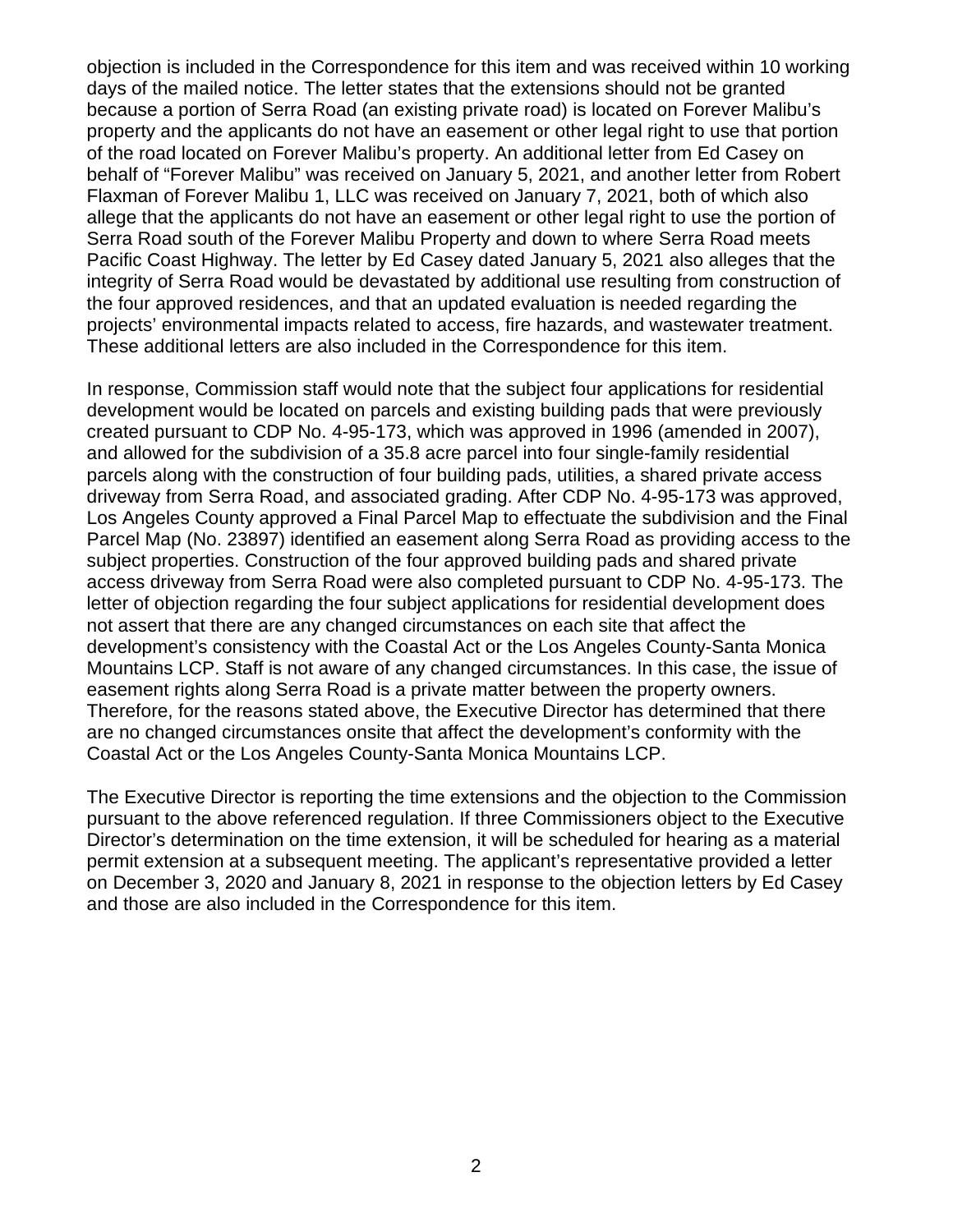objection is included in the Correspondence for this item and was received within 10 working days of the mailed notice. The letter states that the extensions should not be granted because a portion of Serra Road (an existing private road) is located on Forever Malibu's property and the applicants do not have an easement or other legal right to use that portion of the road located on Forever Malibu's property. An additional letter from Ed Casey on behalf of "Forever Malibu" was received on January 5, 2021, and another letter from Robert Flaxman of Forever Malibu 1, LLC was received on January 7, 2021, both of which also allege that the applicants do not have an easement or other legal right to use the portion of Serra Road south of the Forever Malibu Property and down to where Serra Road meets Pacific Coast Highway. The letter by Ed Casey dated January 5, 2021 also alleges that the integrity of Serra Road would be devastated by additional use resulting from construction of the four approved residences, and that an updated evaluation is needed regarding the projects' environmental impacts related to access, fire hazards, and wastewater treatment. These additional letters are also included in the Correspondence for this item.

In response, Commission staff would note that the subject four applications for residential development would be located on parcels and existing building pads that were previously created pursuant to CDP No. 4-95-173, which was approved in 1996 (amended in 2007), and allowed for the subdivision of a 35.8 acre parcel into four single-family residential parcels along with the construction of four building pads, utilities, a shared private access driveway from Serra Road, and associated grading. After CDP No. 4-95-173 was approved, Los Angeles County approved a Final Parcel Map to effectuate the subdivision and the Final Parcel Map (No. 23897) identified an easement along Serra Road as providing access to the subject properties. Construction of the four approved building pads and shared private access driveway from Serra Road were also completed pursuant to CDP No. 4-95-173. The letter of objection regarding the four subject applications for residential development does not assert that there are any changed circumstances on each site that affect the development's consistency with the Coastal Act or the Los Angeles County-Santa Monica Mountains LCP. Staff is not aware of any changed circumstances. In this case, the issue of easement rights along Serra Road is a private matter between the property owners. Therefore, for the reasons stated above, the Executive Director has determined that there are no changed circumstances onsite that affect the development's conformity with the Coastal Act or the Los Angeles County-Santa Monica Mountains LCP.

The Executive Director is reporting the time extensions and the objection to the Commission pursuant to the above referenced regulation. If three Commissioners object to the Executive Director's determination on the time extension, it will be scheduled for hearing as a material permit extension at a subsequent meeting. The applicant's representative provided a letter on December 3, 2020 and January 8, 2021 in response to the objection letters by Ed Casey and those are also included in the Correspondence for this item.